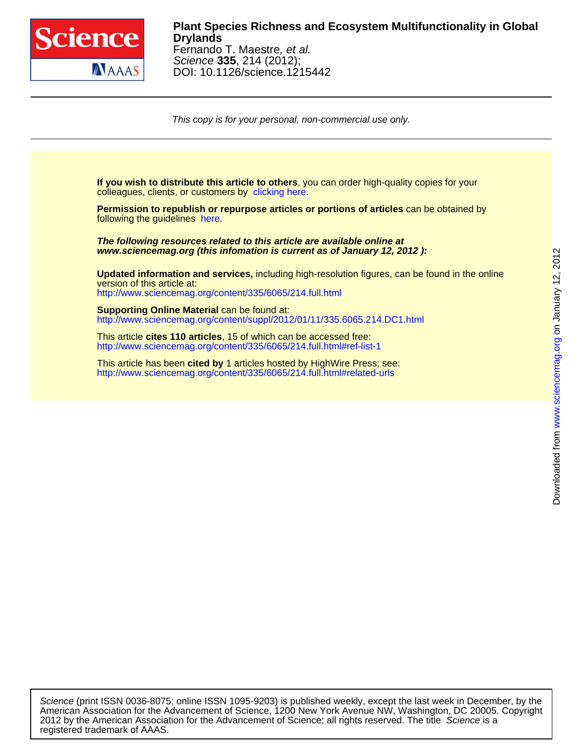# Plant Species Richness and Ecosystem Multifunctionality in Global Drylands

Fernando T. Maestre, *et al.*

*Science* **335**, 214 (2012);

DOI: 10.1126/science.1215442

*This copy is for your personal, non-commercial use only.*

**If you wish to distribute this article to others**, you can order high-quality copies for your colleagues, clients, or customers by clicking here.

**Permission to republish or repurpose articles or portions of articles** can be obtained by following the guidelines here.

***The following resources related to this article are available online at www.sciencemag.org (this infomation is current as of January 12, 2012 ):***

**Updated information and services,** including high-resolution figures, can be found in the online version of this article at:
http://www.sciencemag.org/content/335/6065/214.full.html

**Supporting Online Material** can be found at:
http://www.sciencemag.org/content/suppl/2012/01/11/335.6065.214.DC1.html

This article **cites 110 articles**, 15 of which can be accessed free:
http://www.sciencemag.org/content/335/6065/214.full.html#ref-list-1

This article has been **cited by** 1 articles hosted by HighWire Press; see:
http://www.sciencemag.org/content/335/6065/214.full.html#related-urls

Downloaded from www.sciencemag.org on January 12, 2012

*Science* (print ISSN 0036-8075; online ISSN 1095-9203) is published weekly, except the last week in December, by the American Association for the Advancement of Science, 1200 New York Avenue NW, Washington, DC 20005. Copyright 2012 by the American Association for the Advancement of Science; all rights reserved. The title *Science* is a registered trademark of AAAS.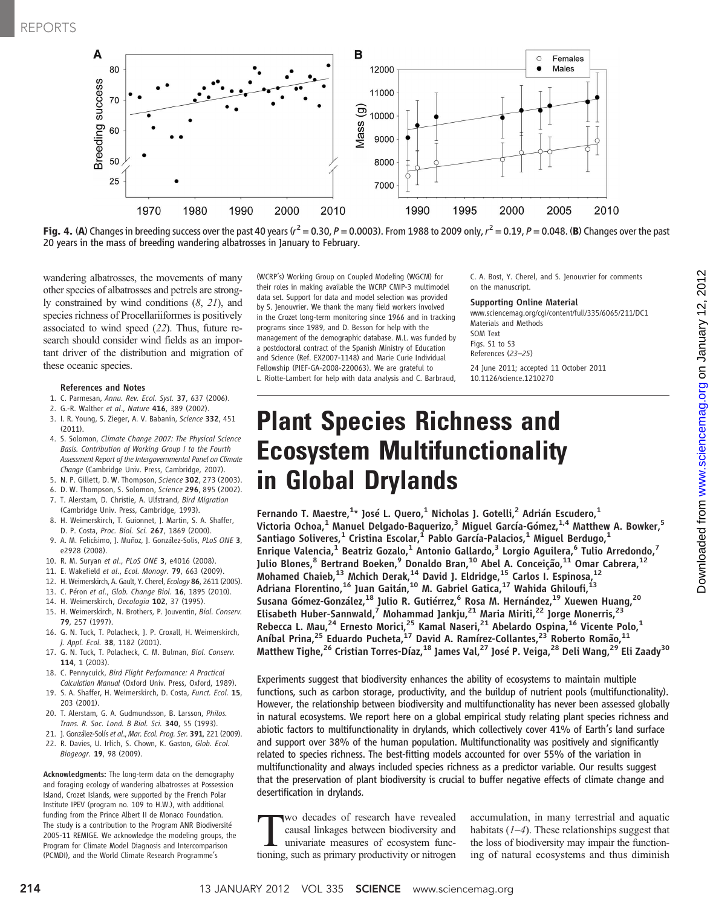**Fig. 4.** (**A**) Changes in breeding success over the past 40 years ($r^2 = 0.30$, $P = 0.0003$). From 1988 to 2009 only, $r^2 = 0.19$, $P = 0.048$. (**B**) Changes over the past 20 years in the mass of breeding wandering albatrosses in January to February.

wandering albatrosses, the movements of many other species of albatrosses and petrels are strongly constrained by wind conditions (8, 21), and species richness of Procellariiformes is positively associated to wind speed (22). Thus, future research should consider wind fields as an important driver of the distribution and migration of these oceanic species.

### References and Notes

1. C. Parmesan, *Annu. Rev. Ecol. Syst.* **37**, 637 (2006).
2. G.-R. Walther *et al.*, *Nature* **416**, 389 (2002).
3. I. R. Young, S. Zieger, A. V. Babanin, *Science* **332**, 451 (2011).
4. S. Solomon, *Climate Change 2007: The Physical Science Basis. Contribution of Working Group I to the Fourth Assessment Report of the Intergovernmental Panel on Climate Change* (Cambridge Univ. Press, Cambridge, 2007).
5. N. P. Gillett, D. W. Thompson, *Science* **302**, 273 (2003).
6. D. W. Thompson, S. Solomon, *Science* **296**, 895 (2002).
7. T. Alerstam, D. Christie, A. Ulfstrand, *Bird Migration* (Cambridge Univ. Press, Cambridge, 1993).
8. H. Weimerskirch, T. Guionnet, J. Martin, S. A. Shaffer, D. P. Costa, *Proc. Biol. Sci.* **267**, 1869 (2000).
9. A. M. Felicísimo, J. Muñoz, J. González-Solis, *PLoS ONE* **3**, e2928 (2008).
10. R. M. Suryan *et al.*, *PLoS ONE* **3**, e4016 (2008).
11. E. Wakefield *et al.*, *Ecol. Monogr.* **79**, 663 (2009).
12. H. Weimerskirch, A. Gault, Y. Cherel, *Ecology* **86**, 2611 (2005).
13. C. Péron *et al.*, *Glob. Change Biol.* **16**, 1895 (2010).
14. H. Weimerskirch, *Oecologia* **102**, 37 (1995).
15. H. Weimerskirch, N. Brothers, P. Jouventin, *Biol. Conserv.* **79**, 257 (1997).
16. G. N. Tuck, T. Polacheck, J. P. Croxall, H. Weimerskirch, *J. Appl. Ecol.* **38**, 1182 (2001).
17. G. N. Tuck, T. Polacheck, C. M. Bulman, *Biol. Conserv.* **114**, 1 (2003).
18. C. J. Pennycuick, *Bird Flight Performance: A Practical Calculation Manual* (Oxford Univ. Press, Oxford, 1989).
19. S. A. Shaffer, H. Weimerskirch, D. Costa, *Funct. Ecol.* **15**, 203 (2001).
20. T. Alerstam, G. A. Gudmundsson, B. Larsson, *Philos. Trans. R. Soc. Lond. B Biol. Sci.* **340**, 55 (1993).
21. J. González-Solís *et al.*, *Mar. Ecol. Prog. Ser.* **391**, 221 (2009).
22. R. Davies, U. Irlich, S. Chown, K. Gaston, *Glob. Ecol. Biogeogr.* **19**, 98 (2009).

**Acknowledgments:** The long-term data on the demography and foraging ecology of wandering albatrosses at Possession Island, Crozet Islands, were supported by the French Polar Institute IPEV (program no. 109 to H.W.), with additional funding from the Prince Albert II de Monaco Foundation. The study is a contribution to the Program ANR Biodiversité 2005-11 REMIGE. We acknowledge the modeling groups, the Program for Climate Model Diagnosis and Intercomparison (PCMDI), and the World Climate Research Programme's (WCRP's) Working Group on Coupled Modeling (WGCM) for their roles in making available the WCRP CMIP-3 multimodel data set. Support for data and model selection was provided by S. Jenouvrier. We thank the many field workers involved in the Crozet long-term monitoring since 1966 and in tracking programs since 1989, and D. Besson for help with the management of the demographic database. M.L. was funded by a postdoctoral contract of the Spanish Ministry of Education and Science (Ref. EX2007-1148) and Marie Curie Individual Fellowship (PIEF-GA-2008-220063). We are grateful to L. Riotte-Lambert for help with data analysis and C. Barbraud, C. A. Bost, Y. Cherel, and S. Jenouvrier for comments on the manuscript.

**Supporting Online Material**
www.sciencemag.org/cgi/content/full/335/6065/211/DC1
Materials and Methods
SOM Text
Figs. S1 to S3
References (23–25)

24 June 2011; accepted 11 October 2011
10.1126/science.1210270

# Plant Species Richness and Ecosystem Multifunctionality in Global Drylands

**Fernando T. Maestre,[1]* José L. Quero,[1] Nicholas J. Gotelli,[2] Adrián Escudero,[1] Victoria Ochoa,[1] Manuel Delgado-Baquerizo,[3] Miguel García-Gómez,[1,4] Matthew A. Bowker,[5] Santiago Soliveres,[1] Cristina Escolar,[1] Pablo García-Palacios,[1] Miguel Berdugo,[1] Enrique Valencia,[1] Beatriz Gozalo,[1] Antonio Gallardo,[3] Lorgio Aguilera,[6] Tulio Arredondo,[7] Julio Blones,[8] Bertrand Boeken,[9] Donaldo Bran,[10] Abel A. Conceição,[11] Omar Cabrera,[12] Mohamed Chaieb,[13] Mchich Derak,[14] David J. Eldridge,[15] Carlos I. Espinosa,[12] Adriana Florentino,[16] Juan Gaitán,[10] M. Gabriel Gatica,[17] Wahida Ghiloufi,[13] Susana Gómez-González,[18] Julio R. Gutiérrez,[6] Rosa M. Hernández,[19] Xuewen Huang,[20] Elisabeth Huber-Sannwald,[7] Mohammad Jankju,[21] Maria Miriti,[22] Jorge Monerris,[23] Rebecca L. Mau,[24] Ernesto Morici,[25] Kamal Naseri,[21] Abelardo Ospina,[16] Vicente Polo,[1] Aníbal Prina,[25] Eduardo Pucheta,[17] David A. Ramírez-Collantes,[23] Roberto Romão,[11] Matthew Tighe,[26] Cristian Torres-Díaz,[18] James Val,[27] José P. Veiga,[28] Deli Wang,[29] Eli Zaady[30]**

Experiments suggest that biodiversity enhances the ability of ecosystems to maintain multiple functions, such as carbon storage, productivity, and the buildup of nutrient pools (multifunctionality). However, the relationship between biodiversity and multifunctionality has never been assessed globally in natural ecosystems. We report here on a global empirical study relating plant species richness and abiotic factors to multifunctionality in drylands, which collectively cover 41% of Earth's land surface and support over 38% of the human population. Multifunctionality was positively and significantly related to species richness. The best-fitting models accounted for over 55% of the variation in multifunctionality and always included species richness as a predictor variable. Our results suggest that the preservation of plant biodiversity is crucial to buffer negative effects of climate change and desertification in drylands.

Two decades of research have revealed causal linkages between biodiversity and univariate measures of ecosystem functioning, such as primary productivity or nitrogen accumulation, in many terrestrial and aquatic habitats (1–4). These relationships suggest that the loss of biodiversity may impair the functioning of natural ecosystems and thus diminish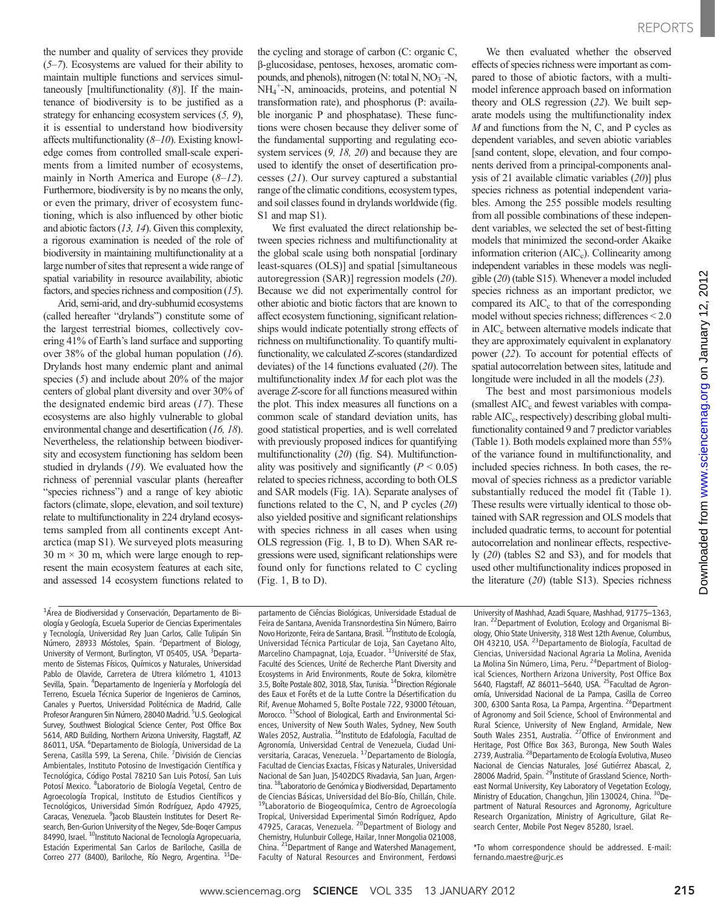the number and quality of services they provide (5–7). Ecosystems are valued for their ability to maintain multiple functions and services simultaneously [multifunctionality (8)]. If the maintenance of biodiversity is to be justified as a strategy for enhancing ecosystem services (5, 9), it is essential to understand how biodiversity affects multifunctionality (8–10). Existing knowledge comes from controlled small-scale experiments from a limited number of ecosystems, mainly in North America and Europe (8–12). Furthermore, biodiversity is by no means the only, or even the primary, driver of ecosystem functioning, which is also influenced by other biotic and abiotic factors (13, 14). Given this complexity, a rigorous examination is needed of the role of biodiversity in maintaining multifunctionality at a large number of sites that represent a wide range of spatial variability in resource availability, abiotic factors, and species richness and composition (15).

Arid, semi-arid, and dry-subhumid ecosystems (called hereafter "drylands") constitute some of the largest terrestrial biomes, collectively covering 41% of Earth's land surface and supporting over 38% of the global human population (16). Drylands host many endemic plant and animal species (5) and include about 20% of the major centers of global plant diversity and over 30% of the designated endemic bird areas (17). These ecosystems are also highly vulnerable to global environmental change and desertification (16, 18). Nevertheless, the relationship between biodiversity and ecosystem functioning has seldom been studied in drylands (19). We evaluated how the richness of perennial vascular plants (hereafter "species richness") and a range of key abiotic factors (climate, slope, elevation, and soil texture) relate to multifunctionality in 224 dryland ecosystems sampled from all continents except Antarctica (map S1). We surveyed plots measuring 30 m × 30 m, which were large enough to represent the main ecosystem features at each site, and assessed 14 ecosystem functions related to the cycling and storage of carbon (C: organic C, β-glucosidase, pentoses, hexoses, aromatic compounds, and phenols), nitrogen (N: total N, $NO_3^-$-N, $NH_4^+$-N, aminoacids, proteins, and potential N transformation rate), and phosphorus (P: available inorganic P and phosphatase). These functions were chosen because they deliver some of the fundamental supporting and regulating ecosystem services (9, 18, 20) and because they are used to identify the onset of desertification processes (21). Our survey captured a substantial range of the climatic conditions, ecosystem types, and soil classes found in drylands worldwide (fig. S1 and map S1).

We first evaluated the direct relationship between species richness and multifunctionality at the global scale using both nonspatial [ordinary least-squares (OLS)] and spatial [simultaneous autoregression (SAR)] regression models (20). Because we did not experimentally control for other abiotic and biotic factors that are known to affect ecosystem functioning, significant relationships would indicate potentially strong effects of richness on multifunctionality. To quantify multifunctionality, we calculated Z-scores (standardized deviates) of the 14 functions evaluated (20). The multifunctionality index $M$ for each plot was the average Z-score for all functions measured within the plot. This index measures all functions on a common scale of standard deviation units, has good statistical properties, and is well correlated with previously proposed indices for quantifying multifunctionality (20) (fig. S4). Multifunctionality was positively and significantly ($P < 0.05$) related to species richness, according to both OLS and SAR models (Fig. 1A). Separate analyses of functions related to the C, N, and P cycles (20) also yielded positive and significant relationships with species richness in all cases when using OLS regression (Fig. 1, B to D). When SAR regressions were used, significant relationships were found only for functions related to C cycling (Fig. 1, B to D).

We then evaluated whether the observed effects of species richness were important as compared to those of abiotic factors, with a multimodel inference approach based on information theory and OLS regression (22). We built separate models using the multifunctionality index $M$ and functions from the N, C, and P cycles as dependent variables, and seven abiotic variables [sand content, slope, elevation, and four components derived from a principal-components analysis of 21 available climatic variables (20)] plus species richness as potential independent variables. Among the 255 possible models resulting from all possible combinations of these independent variables, we selected the set of best-fitting models that minimized the second-order Akaike information criterion ($AIC_c$). Collinearity among independent variables in these models was negligible (20) (table S15). Whenever a model included species richness as an important predictor, we compared its $AIC_c$ to that of the corresponding model without species richness; differences < 2.0 in $AIC_c$ between alternative models indicate that they are approximately equivalent in explanatory power (22). To account for potential effects of spatial autocorrelation between sites, latitude and longitude were included in all the models (23).

The best and most parsimonious models (smallest $AIC_c$ and fewest variables with comparable $AIC_c$, respectively) describing global multifunctionality contained 9 and 7 predictor variables (Table 1). Both models explained more than 55% of the variance found in multifunctionality, and included species richness. In both cases, the removal of species richness as a predictor variable substantially reduced the model fit (Table 1). These results were virtually identical to those obtained with SAR regression and OLS models that included quadratic terms, to account for potential autocorrelation and nonlinear effects, respectively (20) (tables S2 and S3), and for models that used other multifunctionality indices proposed in the literature (20) (table S13). Species richness

[1]Área de Biodiversidad y Conservación, Departamento de Biología y Geología, Escuela Superior de Ciencias Experimentales y Tecnología, Universidad Rey Juan Carlos, Calle Tulipán Sin Número, 28933 Móstoles, Spain. [2]Department of Biology, University of Vermont, Burlington, VT 05405, USA. [3]Departamento de Sistemas Físicos, Químicos y Naturales, Universidad Pablo de Olavide, Carretera de Utrera kilómetro 1, 41013 Sevilla, Spain. [4]Departamento de Ingeniería y Morfología del Terreno, Escuela Técnica Superior de Ingenieros de Caminos, Canales y Puertos, Universidad Politécnica de Madrid, Calle Profesor Aranguren Sin Número, 28040 Madrid. [5]U.S. Geological Survey, Southwest Biological Science Center, Post Office Box 5614, ARD Building, Northern Arizona University, Flagstaff, AZ 86011, USA. [6]Departamento de Biología, Universidad de La Serena, Casilla 599, La Serena, Chile. [7]División de Ciencias Ambientales, Instituto Potosino de Investigación Científica y Tecnológica, Código Postal 78210 San Luis Potosí, San Luis Potosí Mexico. [8]Laboratorio de Biología Vegetal, Centro de Agroecología Tropical, Instituto de Estudios Científicos y Tecnológicos, Universidad Simón Rodríguez, Apdo 47925, Caracas, Venezuela. [9]Jacob Blaustein Institutes for Desert Research, Ben-Gurion University of the Negev, Sde-Boqer Campus 84990, Israel. [10]Instituto Nacional de Tecnología Agropecuaria, Estación Experimental San Carlos de Bariloche, Casilla de Correo 277 (8400), Bariloche, Río Negro, Argentina. [11]Departamento de Ciências Biológicas, Universidade Estadual de Feira de Santana, Avenida Transnordestina Sin Número, Bairro Novo Horizonte, Feira de Santana, Brasil. [12]Instituto de Ecología, Universidad Técnica Particular de Loja, San Cayetano Alto, Marcelino Champagnat, Loja, Ecuador. [13]Université de Sfax, Faculté des Sciences, Unité de Recherche Plant Diversity and Ecosystems in Arid Environments, Route de Sokra, kilomètre 3.5, Boîte Postale 802, 3018, Sfax, Tunisia. [14]Direction Régionale des Eaux et Forêts et de la Lutte Contre la Désertification du Rif, Avenue Mohamed 5, Boîte Postale 722, 93000 Tétouan, Morocco. [15]School of Biological, Earth and Environmental Sciences, University of New South Wales, Sydney, New South Wales 2052, Australia. [16]Instituto de Edafología, Facultad de Agronomía, Universidad Central de Venezuela, Ciudad Universitaria, Caracas, Venezuela. [17]Departamento de Biología, Facultad de Ciencias Exactas, Físicas y Naturales, Universidad Nacional de San Juan, J5402DCS Rivadavia, San Juan, Argentina. [18]Laboratorio de Genómica y Biodiversidad, Departamento de Ciencias Básicas, Universidad del Bío-Bío, Chillán, Chile. [19]Laboratorio de Biogeoquímica, Centro de Agroecología Tropical, Universidad Experimental Simón Rodríguez, Apdo 47925, Caracas, Venezuela. [20]Department of Biology and Chemistry, Hulunbuir College, Hailar, Inner Mongolia 021008, China. [21]Department of Range and Watershed Management, Faculty of Natural Resources and Environment, Ferdowsi University of Mashhad, Azadi Square, Mashhad, 91775–1363, Iran. [22]Department of Evolution, Ecology and Organismal Biology, Ohio State University, 318 West 12th Avenue, Columbus, OH 43210, USA. [23]Departamento de Biología, Facultad de Ciencias, Universidad Nacional Agraria La Molina, Avenida La Molina Sin Número, Lima, Peru. [24]Department of Biological Sciences, Northern Arizona University, Post Office Box 5640, Flagstaff, AZ 86011–5640, USA. [25]Facultad de Agronomía, Universidad Nacional de La Pampa, Casilla de Correo 300, 6300 Santa Rosa, La Pampa, Argentina. [26]Department of Agronomy and Soil Science, School of Environmental and Rural Science, University of New England, Armidale, New South Wales 2351, Australia. [27]Office of Environment and Heritage, Post Office Box 363, Buronga, New South Wales 2739, Australia. [28]Departamento de Ecología Evolutiva, Museo Nacional de Ciencias Naturales, José Gutiérrez Abascal, 2, 28006 Madrid, Spain. [29]Institute of Grassland Science, Northeast Normal University, Key Laboratory of Vegetation Ecology, Ministry of Education, Changchun, Jilin 130024, China. [30]Department of Natural Resources and Agronomy, Agriculture Research Organization, Ministry of Agriculture, Gilat Research Center, Mobile Post Negev 85280, Israel.

*To whom correspondence should be addressed. E-mail: fernando.maestre@urjc.es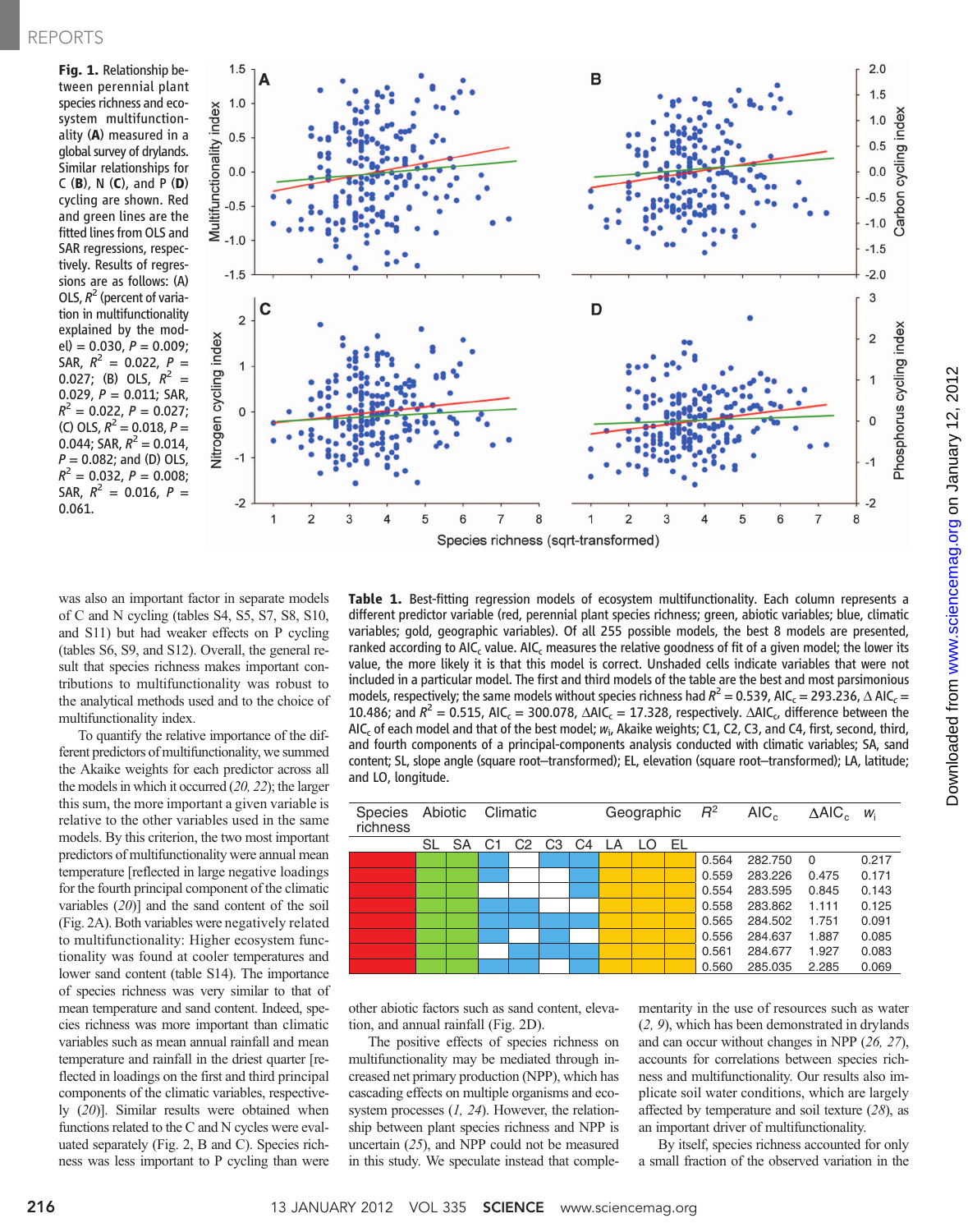**Fig. 1.** Relationship between perennial plant species richness and ecosystem multifunctionality (**A**) measured in a global survey of drylands. Similar relationships for C (**B**), N (**C**), and P (**D**) cycling are shown. Red and green lines are the fitted lines from OLS and SAR regressions, respectively. Results of regressions are as follows: (A) OLS, $R^2$ (percent of variation in multifunctionality explained by the model) = 0.030, $P$ = 0.009; SAR, $R^2$ = 0.022, $P$ = 0.027; (B) OLS, $R^2$ = 0.029, $P$ = 0.011; SAR, $R^2$ = 0.022, $P$ = 0.027; (C) OLS, $R^2$ = 0.018, $P$ = 0.044; SAR, $R^2$ = 0.014, $P$ = 0.082; and (D) OLS, $R^2$ = 0.032, $P$ = 0.008; SAR, $R^2$ = 0.016, $P$ = 0.061.

was also an important factor in separate models of C and N cycling (tables S4, S5, S7, S8, S10, and S11) but had weaker effects on P cycling (tables S6, S9, and S12). Overall, the general result that species richness makes important contributions to multifunctionality was robust to the analytical methods used and to the choice of multifunctionality index.

To quantify the relative importance of the different predictors of multifunctionality, we summed the Akaike weights for each predictor across all the models in which it occurred (*20, 22*); the larger this sum, the more important a given variable is relative to the other variables used in the same models. By this criterion, the two most important predictors of multifunctionality were annual mean temperature [reflected in large negative loadings for the fourth principal component of the climatic variables (*20*)] and the sand content of the soil (Fig. 2A). Both variables were negatively related to multifunctionality: Higher ecosystem functionality was found at cooler temperatures and lower sand content (table S14). The importance of species richness was very similar to that of mean temperature and sand content. Indeed, species richness was more important than climatic variables such as mean annual rainfall and mean temperature and rainfall in the driest quarter [reflected in loadings on the first and third principal components of the climatic variables, respectively (*20*)]. Similar results were obtained when functions related to the C and N cycles were evaluated separately (Fig. 2, B and C). Species richness was less important to P cycling than were other abiotic factors such as sand content, elevation, and annual rainfall (Fig. 2D).

**Table 1.** Best-fitting regression models of ecosystem multifunctionality. Each column represents a different predictor variable (red, perennial plant species richness; green, abiotic variables; blue, climatic variables; gold, geographic variables). Of all 255 possible models, the best 8 models are presented, ranked according to $AIC_c$ value. $AIC_c$ measures the relative goodness of fit of a given model; the lower its value, the more likely it is that this model is correct. Unshaded cells indicate variables that were not included in a particular model. The first and third models of the table are the best and most parsimonious models, respectively; the same models without species richness had $R^2$ = 0.539, $AIC_c$ = 293.236, $\Delta AIC_c$ = 10.486; and $R^2$ = 0.515, $AIC_c$ = 300.078, $\Delta AIC_c$ = 17.328, respectively. $\Delta AIC_c$, difference between the $AIC_c$ of each model and that of the best model; $w_i$, Akaike weights; C1, C2, C3, and C4, first, second, third, and fourth components of a principal-components analysis conducted with climatic variables; SA, sand content; SL, slope angle (square root–transformed); EL, elevation (square root–transformed); LA, latitude; and LO, longitude.

| Species richness | Abiotic | | Climatic | | | | Geographic | | | $R^2$ | $AIC_c$ | $\Delta AIC_c$ | $w_i$ |
|---|---|---|---|---|---|---|---|---|---|---|---|---|---|
| | SL | SA | C1 | C2 | C3 | C4 | LA | LO | EL | | | | |
| X | X | X | X | | X | X | X | X | X | 0.564 | 282.750 | 0 | 0.217 |
| X | X | X | X | X | X | X | X | X | X | 0.559 | 283.226 | 0.475 | 0.171 |
| X | X | X | | | | X | X | X | X | 0.554 | 283.595 | 0.845 | 0.143 |
| X | X | X | X | X | X | | X | X | X | 0.558 | 283.862 | 1.111 | 0.125 |
| X | X | X | X | | X | | X | X | X | 0.565 | 284.502 | 1.751 | 0.091 |
| X | X | X | X | | X | | X | X | X | 0.556 | 284.637 | 1.887 | 0.085 |
| X | X | X | | X | | X | X | X | X | 0.561 | 284.677 | 1.927 | 0.083 |
| X | X | X | X | X | | X | X | X | X | 0.560 | 285.035 | 2.285 | 0.069 |

The positive effects of species richness on multifunctionality may be mediated through increased net primary production (NPP), which has cascading effects on multiple organisms and ecosystem processes (*1, 24*). However, the relationship between plant species richness and NPP is uncertain (*25*), and NPP could not be measured in this study. We speculate instead that complementarity in the use of resources such as water (*2, 9*), which has been demonstrated in drylands and can occur without changes in NPP (*26, 27*), accounts for correlations between species richness and multifunctionality. Our results also implicate soil water conditions, which are largely affected by temperature and soil texture (*28*), as an important driver of multifunctionality.

By itself, species richness accounted for only a small fraction of the observed variation in the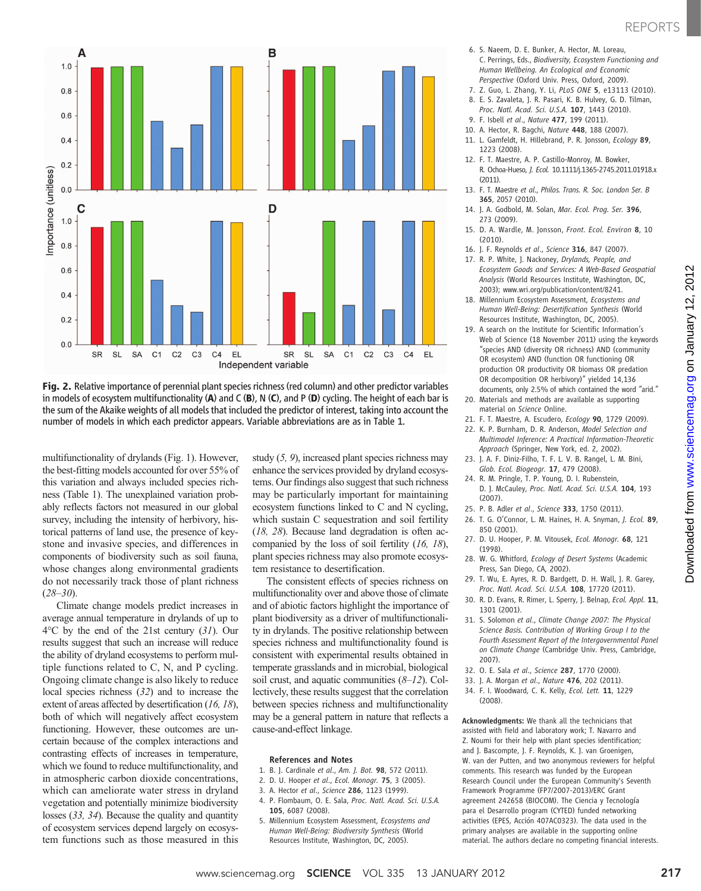**Fig. 2.** Relative importance of perennial plant species richness (red column) and other predictor variables in models of ecosystem multifunctionality (**A**) and C (**B**), N (**C**), and P (**D**) cycling. The height of each bar is the sum of the Akaike weights of all models that included the predictor of interest, taking into account the number of models in which each predictor appears. Variable abbreviations are as in Table 1.

multifunctionality of drylands (Fig. 1). However, the best-fitting models accounted for over 55% of this variation and always included species richness (Table 1). The unexplained variation probably reflects factors not measured in our global survey, including the intensity of herbivory, historical patterns of land use, the presence of keystone and invasive species, and differences in components of biodiversity such as soil fauna, whose changes along environmental gradients do not necessarily track those of plant richness (*28*–*30*).

Climate change models predict increases in average annual temperature in drylands of up to 4°C by the end of the 21st century (*31*). Our results suggest that such an increase will reduce the ability of dryland ecosystems to perform multiple functions related to C, N, and P cycling. Ongoing climate change is also likely to reduce local species richness (*32*) and to increase the extent of areas affected by desertification (*16, 18*), both of which will negatively affect ecosystem functioning. However, these outcomes are uncertain because of the complex interactions and contrasting effects of increases in temperature, which we found to reduce multifunctionality, and in atmospheric carbon dioxide concentrations, which can ameliorate water stress in dryland vegetation and potentially minimize biodiversity losses (*33, 34*). Because the quality and quantity of ecosystem services depend largely on ecosystem functions such as those measured in this study (*5, 9*), increased plant species richness may enhance the services provided by dryland ecosystems. Our findings also suggest that such richness may be particularly important for maintaining ecosystem functions linked to C and N cycling, which sustain C sequestration and soil fertility (*18, 28*). Because land degradation is often accompanied by the loss of soil fertility (*16, 18*), plant species richness may also promote ecosystem resistance to desertification.

The consistent effects of species richness on multifunctionality over and above those of climate and of abiotic factors highlight the importance of plant biodiversity as a driver of multifunctionality in drylands. The positive relationship between species richness and multifunctionality found is consistent with experimental results obtained in temperate grasslands and in microbial, biological soil crust, and aquatic communities (*8*–*12*). Collectively, these results suggest that the correlation between species richness and multifunctionality may be a general pattern in nature that reflects a cause-and-effect linkage.

### References and Notes

1. B. J. Cardinale *et al.*, *Am. J. Bot.* **98**, 572 (2011).
2. D. U. Hooper *et al.*, *Ecol. Monogr.* **75**, 3 (2005).
3. A. Hector *et al.*, *Science* **286**, 1123 (1999).
4. P. Flombaum, O. E. Sala, *Proc. Natl. Acad. Sci. U.S.A.* **105**, 6087 (2008).
5. Millennium Ecosystem Assessment, *Ecosystems and Human Well-Being: Biodiversity Synthesis* (World Resources Institute, Washington, DC, 2005).
6. S. Naeem, D. E. Bunker, A. Hector, M. Loreau, C. Perrings, Eds., *Biodiversity, Ecosystem Functioning and Human Wellbeing. An Ecological and Economic Perspective* (Oxford Univ. Press, Oxford, 2009).
7. Z. Guo, L. Zhang, Y. Li, *PLoS ONE* **5**, e13113 (2010).
8. E. S. Zavaleta, J. R. Pasari, K. B. Hulvey, G. D. Tilman, *Proc. Natl. Acad. Sci. U.S.A.* **107**, 1443 (2010).
9. F. Isbell *et al.*, *Nature* **477**, 199 (2011).
10. A. Hector, R. Bagchi, *Nature* **448**, 188 (2007).
11. L. Gamfeldt, H. Hillebrand, P. R. Jonsson, *Ecology* **89**, 1223 (2008).
12. F. T. Maestre, A. P. Castillo-Monroy, M. Bowker, R. Ochoa-Hueso, *J. Ecol.* 10.1111/j.1365-2745.2011.01918.x (2011).
13. F. T. Maestre *et al.*, *Philos. Trans. R. Soc. London Ser. B* **365**, 2057 (2010).
14. J. A. Godbold, M. Solan, *Mar. Ecol. Prog. Ser.* **396**, 273 (2009).
15. D. A. Wardle, M. Jonsson, *Front. Ecol. Environ* **8**, 10 (2010).
16. J. F. Reynolds *et al.*, *Science* **316**, 847 (2007).
17. R. P. White, J. Nackoney, *Drylands, People, and Ecosystem Goods and Services: A Web-Based Geospatial Analysis* (World Resources Institute, Washington, DC, 2003); www.wri.org/publication/content/8241.
18. Millennium Ecosystem Assessment, *Ecosystems and Human Well-Being: Desertification Synthesis* (World Resources Institute, Washington, DC, 2005).
19. A search on the Institute for Scientific Information's Web of Science (18 November 2011) using the keywords "species AND (diversity OR richness) AND (community OR ecosystem) AND (function OR functioning OR production OR productivity OR biomass OR predation OR decomposition OR herbivory)" yielded 14,136 documents, only 2.5% of which contained the word "arid."
20. Materials and methods are available as supporting material on *Science* Online.
21. F. T. Maestre, A. Escudero, *Ecology* **90**, 1729 (2009).
22. K. P. Burnham, D. R. Anderson, *Model Selection and Multimodel Inference: A Practical Information-Theoretic Approach* (Springer, New York, ed. 2, 2002).
23. J. A. F. Diniz-Filho, T. F. L. V. B. Rangel, L. M. Bini, *Glob. Ecol. Biogeogr.* **17**, 479 (2008).
24. R. M. Pringle, T. P. Young, D. I. Rubenstein, D. J. McCauley, *Proc. Natl. Acad. Sci. U.S.A.* **104**, 193 (2007).
25. P. B. Adler *et al.*, *Science* **333**, 1750 (2011).
26. T. G. O'Connor, L. M. Haines, H. A. Snyman, *J. Ecol.* **89**, 850 (2001).
27. D. U. Hooper, P. M. Vitousek, *Ecol. Monogr.* **68**, 121 (1998).
28. W. G. Whitford, *Ecology of Desert Systems* (Academic Press, San Diego, CA, 2002).
29. T. Wu, E. Ayres, R. D. Bardgett, D. H. Wall, J. R. Garey, *Proc. Natl. Acad. Sci. U.S.A.* **108**, 17720 (2011).
30. R. D. Evans, R. Rimer, L. Sperry, J. Belnap, *Ecol. Appl.* **11**, 1301 (2001).
31. S. Solomon *et al.*, *Climate Change 2007: The Physical Science Basis. Contribution of Working Group I to the Fourth Assessment Report of the Intergovernmental Panel on Climate Change* (Cambridge Univ. Press, Cambridge, 2007).
32. O. E. Sala *et al.*, *Science* **287**, 1770 (2000).
33. J. A. Morgan *et al.*, *Nature* **476**, 202 (2011).
34. F. I. Woodward, C. K. Kelly, *Ecol. Lett.* **11**, 1229 (2008).

**Acknowledgments:** We thank all the technicians that assisted with field and laboratory work; T. Navarro and Z. Noumi for their help with plant species identification; and J. Bascompte, J. F. Reynolds, K. J. van Groenigen, W. van der Putten, and two anonymous reviewers for helpful comments. This research was funded by the European Research Council under the European Community's Seventh Framework Programme (FP7/2007-2013)/ERC Grant agreement 242658 (BIOCOM). The Ciencia y Tecnología para el Desarrollo program (CYTED) funded networking activities (EPES, Acción 407AC0323). The data used in the primary analyses are available in the supporting online material. The authors declare no competing financial interests.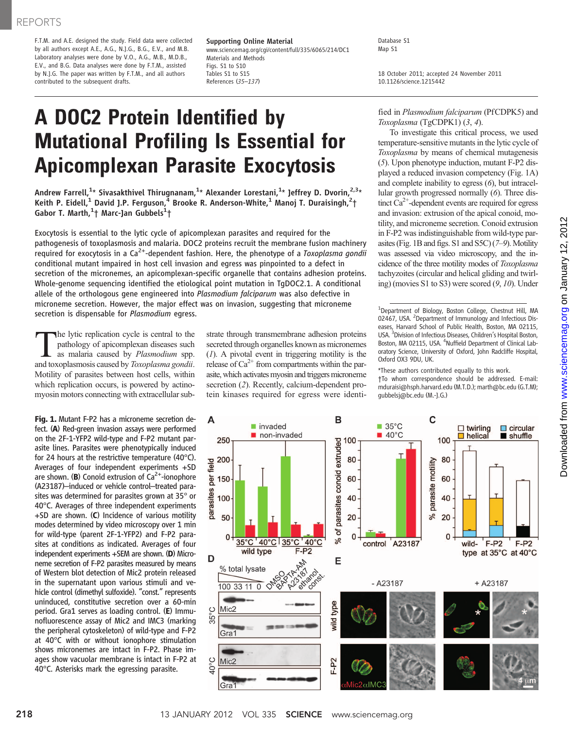F.T.M. and A.E. designed the study. Field data were collected by all authors except A.E., A.G., N.J.G., B.G., E.V., and M.B. Laboratory analyses were done by V.O., A.G., M.B., M.D.B., E.V., and B.G. Data analyses were done by F.T.M., assisted by N.J.G. The paper was written by F.T.M., and all authors contributed to the subsequent drafts.

**Supporting Online Material**
www.sciencemag.org/cgi/content/full/335/6065/214/DC1
Materials and Methods
Figs. S1 to S10
Tables S1 to S15
References (*35–137*)
Database S1
Map S1

18 October 2011; accepted 24 November 2011
10.1126/science.1215442

# A DOC2 Protein Identified by Mutational Profiling Is Essential for Apicomplexan Parasite Exocytosis

**Andrew Farrell,[1]* Sivasakthivel Thirugnanam,[1]* Alexander Lorestani,[1]* Jeffrey D. Dvorin,[2,3]* Keith P. Eidell,[1] David J.P. Ferguson,[4] Brooke R. Anderson-White,[1] Manoj T. Duraisingh,[2]† Gabor T. Marth,[1]† Marc-Jan Gubbels[1]†**

Exocytosis is essential to the lytic cycle of apicomplexan parasites and required for the pathogenesis of toxoplasmosis and malaria. DOC2 proteins recruit the membrane fusion machinery required for exocytosis in a $Ca^{2+}$-dependent fashion. Here, the phenotype of a *Toxoplasma gondii* conditional mutant impaired in host cell invasion and egress was pinpointed to a defect in secretion of the micronemes, an apicomplexan-specific organelle that contains adhesion proteins. Whole-genome sequencing identified the etiological point mutation in TgDOC2.1. A conditional allele of the orthologous gene engineered into *Plasmodium falciparum* was also defective in microneme secretion. However, the major effect was on invasion, suggesting that microneme secretion is dispensable for *Plasmodium* egress.

The lytic replication cycle is central to the pathology of apicomplexan diseases such as malaria caused by *Plasmodium* spp. and toxoplasmosis caused by *Toxoplasma gondii*. Motility of parasites between host cells, within which replication occurs, is powered by actino-myosin motors connecting with extracellular substrate through transmembrane adhesion proteins secreted through organelles known as micronemes (*1*). A pivotal event in triggering motility is the release of $Ca^{2+}$ from compartments within the parasite, which activates myosin and triggers microneme secretion (*2*). Recently, calcium-dependent protein kinases required for egress were identified in *Plasmodium falciparum* (PfCDPK5) and *Toxoplasma* (TgCDPK1) (*3*, *4*).

To investigate this critical process, we used temperature-sensitive mutants in the lytic cycle of *Toxoplasma* by means of chemical mutagenesis (*5*). Upon phenotype induction, mutant F-P2 displayed a reduced invasion competency (Fig. 1A) and complete inability to egress (*6*), but intracellular growth progressed normally (*6*). Three distinct $Ca^{2+}$-dependent events are required for egress and invasion: extrusion of the apical conoid, motility, and microneme secretion. Conoid extrusion in F-P2 was indistinguishable from wild-type parasites (Fig. 1B and figs. S1 and S5C) (*7*–*9*). Motility was assessed via video microscopy, and the incidence of the three motility modes of *Toxoplasma* tachyzoites (circular and helical gliding and twirling) (movies S1 to S3) were scored (*9*, *10*). Under

[1]Department of Biology, Boston College, Chestnut Hill, MA 02467, USA. [2]Department of Immunology and Infectious Diseases, Harvard School of Public Health, Boston, MA 02115, USA. [3]Division of Infectious Diseases, Children's Hospital Boston, Boston, MA 02115, USA. [4]Nuffield Department of Clinical Laboratory Science, University of Oxford, John Radcliffe Hospital, Oxford OX3 9DU, UK.

*These authors contributed equally to this work.

†To whom correspondence should be addressed. E-mail: mduraisi@hsph.harvard.edu (M.T.D.); marth@bc.edu (G.T.M); gubbelsj@bc.edu (M.-J.G.)

A
invaded
non-invaded
parasites per field
250
200
150
100
50
0
35°C 40°C 35°C 40°C
wild type F-P2

B
35°C
40°C
% of parasites conoid extruded
100
80
60
40
20
0
control A23187

C
twirling
helical
circular
shuffle
% parasite motility
100
80
60
40
20
0
wild-type F-P2 at 35°C F-P2 at 40°C

D
% total lysate
100 33 11 0 DMSO BAPTA-AM A23187 ethanol const.
35°C Mic2
Gra1
40°C Mic2
Gra1

E
- A23187
+ A23187
wild type
F-P2
αMic2αIMC3
4 μm

**Fig. 1.** Mutant F-P2 has a microneme secretion defect. (**A**) Red-green invasion assays were performed on the 2F-1-YFP2 wild-type and F-P2 mutant parasite lines. Parasites were phenotypically induced for 24 hours at the restrictive temperature (40°C). Averages of four independent experiments +SD are shown. (**B**) Conoid extrusion of $Ca^{2+}$-ionophore (A23187)–induced or vehicle control–treated parasites was determined for parasites grown at 35° or 40°C. Averages of three independent experiments +SD are shown. (**C**) Incidence of various motility modes determined by video microscopy over 1 min for wild-type (parent 2F-1-YFP2) and F-P2 parasites at conditions as indicated. Averages of four independent experiments +SEM are shown. (**D**) Microneme secretion of F-P2 parasites measured by means of Western blot detection of Mic2 protein released in the supernatant upon various stimuli and vehicle control (dimethyl sulfoxide). "const." represents uninduced, constitutive secretion over a 60-min period. Gra1 serves as loading control. (**E**) Immunofluorescence assay of Mic2 and IMC3 (marking the peripheral cytoskeleton) of wild-type and F-P2 at 40°C with or without ionophore stimulation shows micronemes are intact in F-P2. Phase images show vacuolar membrane is intact in F-P2 at 40°C. Asterisks mark the egressing parasite.